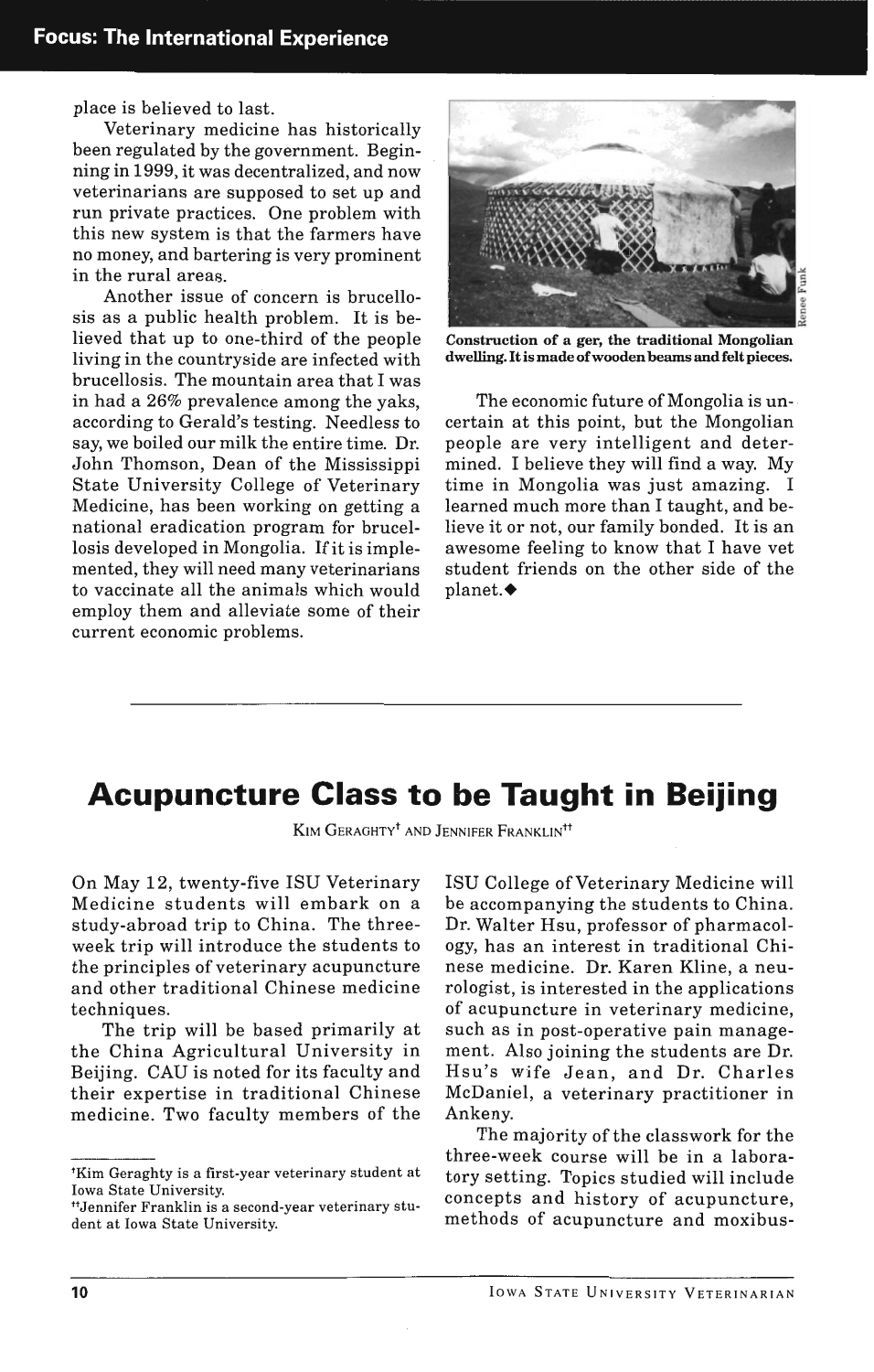place is believed to last.

Veterinary medicine has historically been regulated by the government. Beginning in 1999, it was decentralized, and now veterinarians are supposed to set up and run private practices. One problem with this new system is that the farmers have no money, and bartering is very prominent in the rural areas.

Another issue of concern is brucellosis as a public health problem. It is believed that up to one-third of the people living in the countryside are infected with brucellosis. The mountain area that I was in had a 26% prevalence among the yaks, according to Gerald's testing. Needless to say, we boiled our milk the entire time. Dr. John Thomson, Dean of the Mississippi State University College of Veterinary Medicine, has been working on getting a national eradication program for brucellosis developed in Mongolia. If it is implemented, they will need many veterinarians to vaccinate all the animals which would employ them and alleviate some of their current economic problems.

**Construction of a ger, the traditional Mongolian dwelling. It is made of wooden beams and felt pieces.**

The economic future of Mongolia is uncertain at this point, but the Mongolian people are very intelligent and determined. I believe they will find a way. My time in Mongolia was just amazing. I learned much more than I taught, and believe it or not, our family bonded. It is an awesome feeling to know that I have vet student friends on the other side of the planet.◆

# Acupuncture Class to be Taught in Beijing

Kim Geraghty[†] and Jennifer Franklin[††]

On May 12, twenty-five ISU Veterinary Medicine students will embark on a study-abroad trip to China. The three-week trip will introduce the students to the principles of veterinary acupuncture and other traditional Chinese medicine techniques.

The trip will be based primarily at the China Agricultural University in Beijing. CAU is noted for its faculty and their expertise in traditional Chinese medicine. Two faculty members of the ISU College of Veterinary Medicine will be accompanying the students to China. Dr. Walter Hsu, professor of pharmacology, has an interest in traditional Chinese medicine. Dr. Karen Kline, a neurologist, is interested in the applications of acupuncture in veterinary medicine, such as in post-operative pain management. Also joining the students are Dr. Hsu's wife Jean, and Dr. Charles McDaniel, a veterinary practitioner in Ankeny.

The majority of the classwork for the three-week course will be in a laboratory setting. Topics studied will include concepts and history of acupuncture, methods of acupuncture and moxibus-

[†]Kim Geraghty is a first-year veterinary student at Iowa State University.

[††]Jennifer Franklin is a second-year veterinary student at Iowa State University.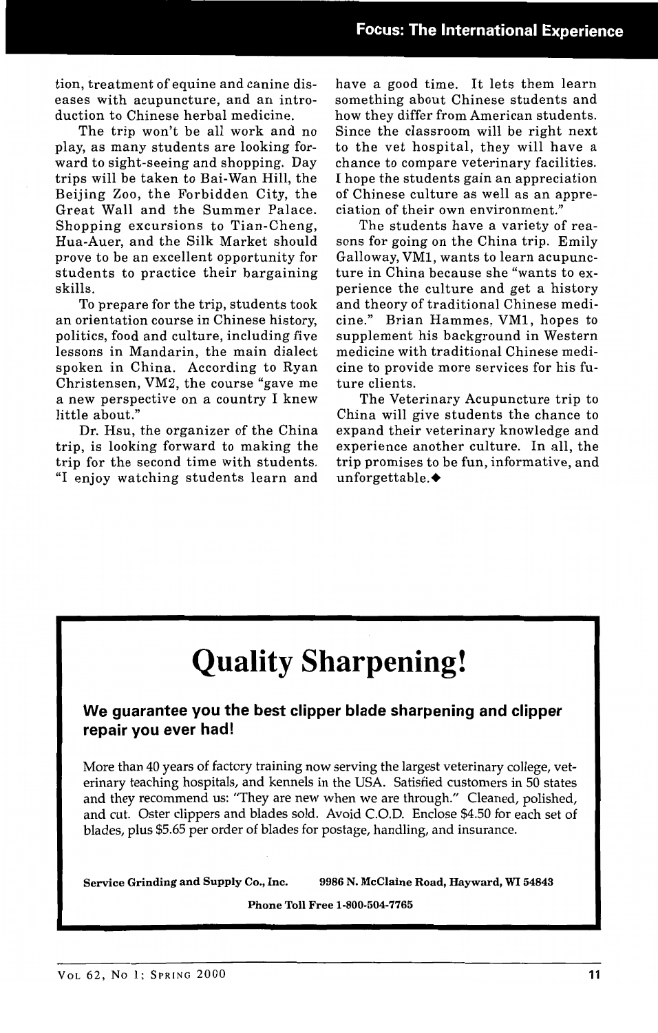tion, treatment of equine and canine diseases with acupuncture, and an introduction to Chinese herbal medicine.

The trip won't be all work and no play, as many students are looking forward to sight-seeing and shopping. Day trips will be taken to Bai-Wan Hill, the Beijing Zoo, the Forbidden City, the Great Wall and the Summer Palace. Shopping excursions to Tian-Cheng, Hua-Auer, and the Silk Market should prove to be an excellent opportunity for students to practice their bargaining skills.

To prepare for the trip, students took an orientation course in Chinese history, politics, food and culture, including five lessons in Mandarin, the main dialect spoken in China. According to Ryan Christensen, VM2, the course "gave me a new perspective on a country I knew little about."

Dr. Hsu, the organizer of the China trip, is looking forward to making the trip for the second time with students. "I enjoy watching students learn and have a good time. It lets them learn something about Chinese students and how they differ from American students. Since the classroom will be right next to the vet hospital, they will have a chance to compare veterinary facilities. I hope the students gain an appreciation of Chinese culture as well as an appreciation of their own environment."

The students have a variety of reasons for going on the China trip. Emily Galloway, VM1, wants to learn acupuncture in China because she "wants to experience the culture and get a history and theory of traditional Chinese medicine." Brian Hammes, VM1, hopes to supplement his background in Western medicine with traditional Chinese medicine to provide more services for his future clients.

The Veterinary Acupuncture trip to China will give students the chance to expand their veterinary knowledge and experience another culture. In all, the trip promises to be fun, informative, and unforgettable.◆

# Quality Sharpening!

### We guarantee you the best clipper blade sharpening and clipper repair you ever had!

More than 40 years of factory training now serving the largest veterinary college, veterinary teaching hospitals, and kennels in the USA. Satisfied customers in 50 states and they recommend us: "They are new when we are through." Cleaned, polished, and cut. Oster clippers and blades sold. Avoid C.O.D. Enclose $4.50 for each set of blades, plus $5.65 per order of blades for postage, handling, and insurance.

**Service Grinding and Supply Co., Inc.** **9986 N. McClaine Road, Hayward, WI 54843**

**Phone Toll Free 1-800-504-7765**